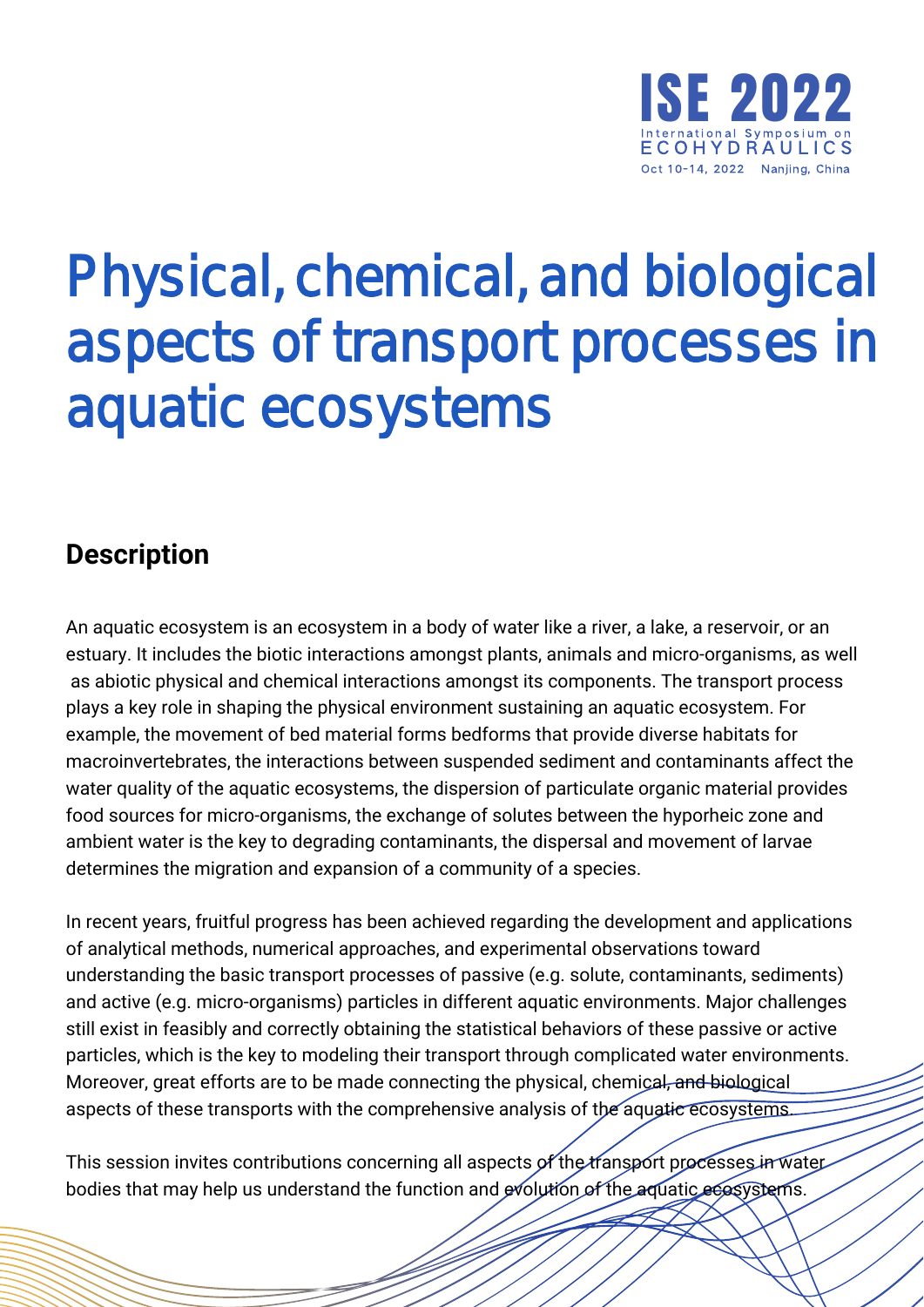# Physical, chemical, and biological aspects of transport processes in aquatic ecosystems

## Description

An aquatic ecosystem is an ecosystem in a body of water like a river, a lake, a reservoir, or an estuary. It includes the biotic interactions amongst plants, animals and micro-organisms, as well as abiotic physical and chemical interactions amongst its components. The transport process plays a key role in shaping the physical environment sustaining an aquatic ecosystem. For example, the movement of bed material forms bedforms that provide diverse habitats for macroinvertebrates, the interactions between suspended sediment and contaminants affect the water quality of the aquatic ecosystems, the dispersion of particulate organic material provides food sources for micro-organisms, the exchange of solutes between the hyporheic zone and ambient water is the key to degrading contaminants, the dispersal and movement of larvae determines the migration and expansion of a community of a species.

In recent years, fruitful progress has been achieved regarding the development and applications of analytical methods, numerical approaches, and experimental observations toward understanding the basic transport processes of passive (e.g. solute, contaminants, sediments) and active (e.g. micro-organisms) particles in different aquatic environments. Major challenges still exist in feasibly and correctly obtaining the statistical behaviors of these passive or active particles, which is the key to modeling their transport through complicated water environments. Moreover, great efforts are to be made connecting the physical, chemical, and biological aspects of these transports with the comprehensive analysis of the aquatic ecosystems.

This session invites contributions concerning all aspects of the transport processes in water bodies that may help us understand the function and evolution of the aquatic ecosystems.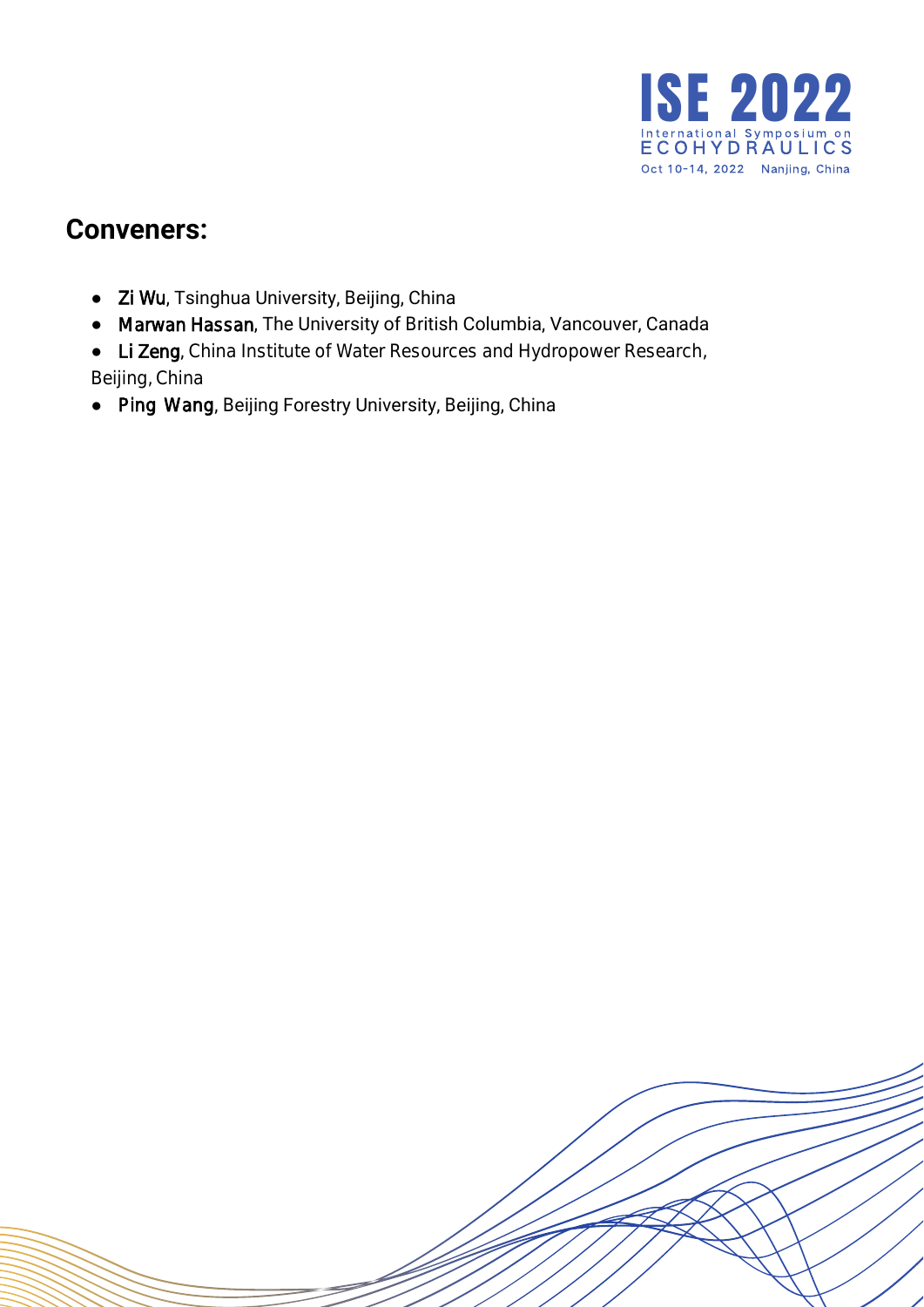## Conveners:

- **Zi Wu**, Tsinghua University, Beijing, China
- **Marwan Hassan**, The University of British Columbia, Vancouver, Canada
- **Li Zeng**, China Institute of Water Resources and Hydropower Research, Beijing, China
- **Ping Wang**, Beijing Forestry University, Beijing, China